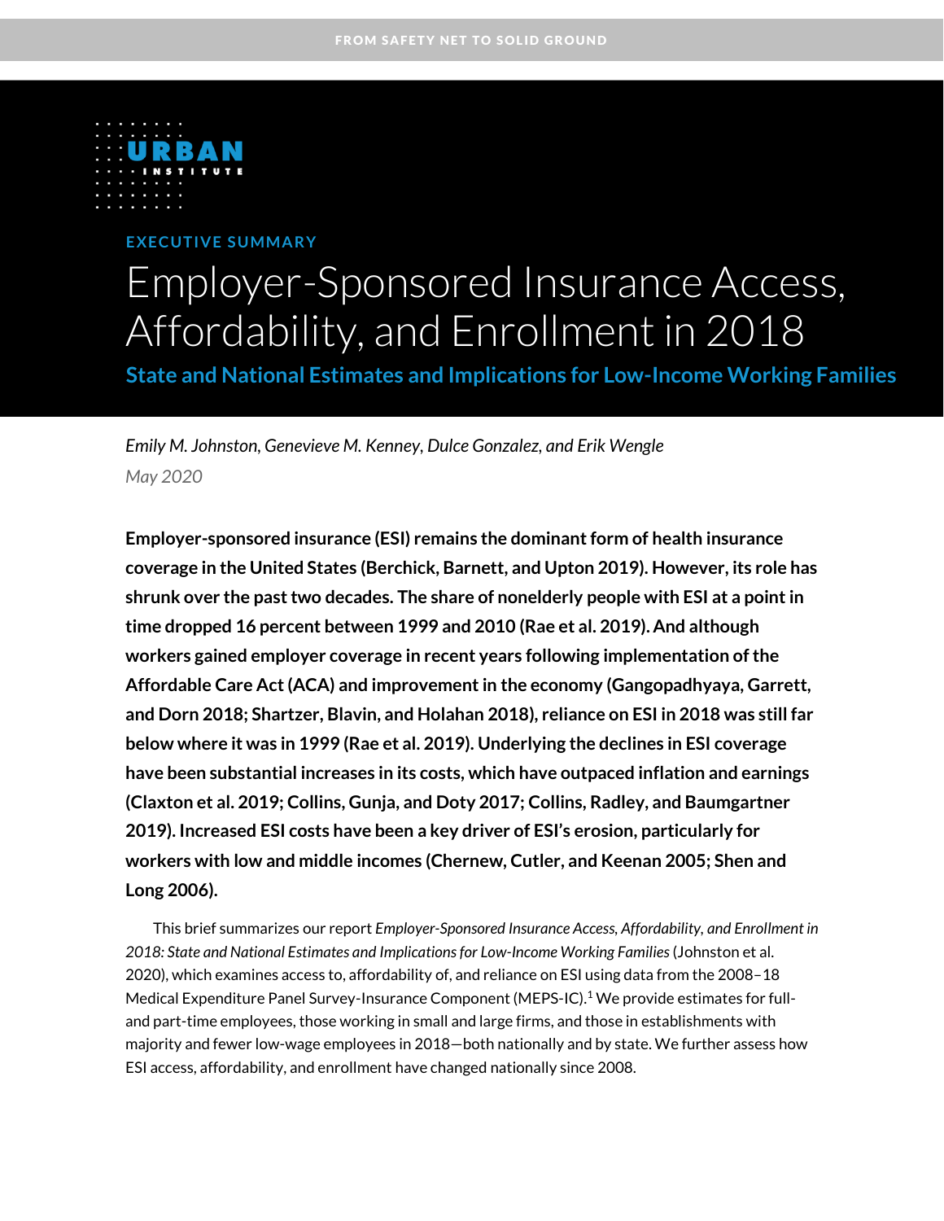FROM SAFETY NET TO SOLID GROUND

URBAN INSTITUTE

EXECUTIVE SUMMARY

# Employer-Sponsored Insurance Access, Affordability, and Enrollment in 2018

## State and National Estimates and Implications for Low-Income Working Families

*Emily M. Johnston, Genevieve M. Kenney, Dulce Gonzalez, and Erik Wengle*

*May 2020*

**Employer-sponsored insurance (ESI) remains the dominant form of health insurance coverage in the United States (Berchick, Barnett, and Upton 2019). However, its role has shrunk over the past two decades. The share of nonelderly people with ESI at a point in time dropped 16 percent between 1999 and 2010 (Rae et al. 2019). And although workers gained employer coverage in recent years following implementation of the Affordable Care Act (ACA) and improvement in the economy (Gangopadhyaya, Garrett, and Dorn 2018; Shartzer, Blavin, and Holahan 2018), reliance on ESI in 2018 was still far below where it was in 1999 (Rae et al. 2019). Underlying the declines in ESI coverage have been substantial increases in its costs, which have outpaced inflation and earnings (Claxton et al. 2019; Collins, Gunja, and Doty 2017; Collins, Radley, and Baumgartner 2019). Increased ESI costs have been a key driver of ESI's erosion, particularly for workers with low and middle incomes (Chernew, Cutler, and Keenan 2005; Shen and Long 2006).**

This brief summarizes our report *Employer-Sponsored Insurance Access, Affordability, and Enrollment in 2018: State and National Estimates and Implications for Low-Income Working Families* (Johnston et al. 2020), which examines access to, affordability of, and reliance on ESI using data from the 2008–18 Medical Expenditure Panel Survey-Insurance Component (MEPS-IC).[1] We provide estimates for full- and part-time employees, those working in small and large firms, and those in establishments with majority and fewer low-wage employees in 2018—both nationally and by state. We further assess how ESI access, affordability, and enrollment have changed nationally since 2008.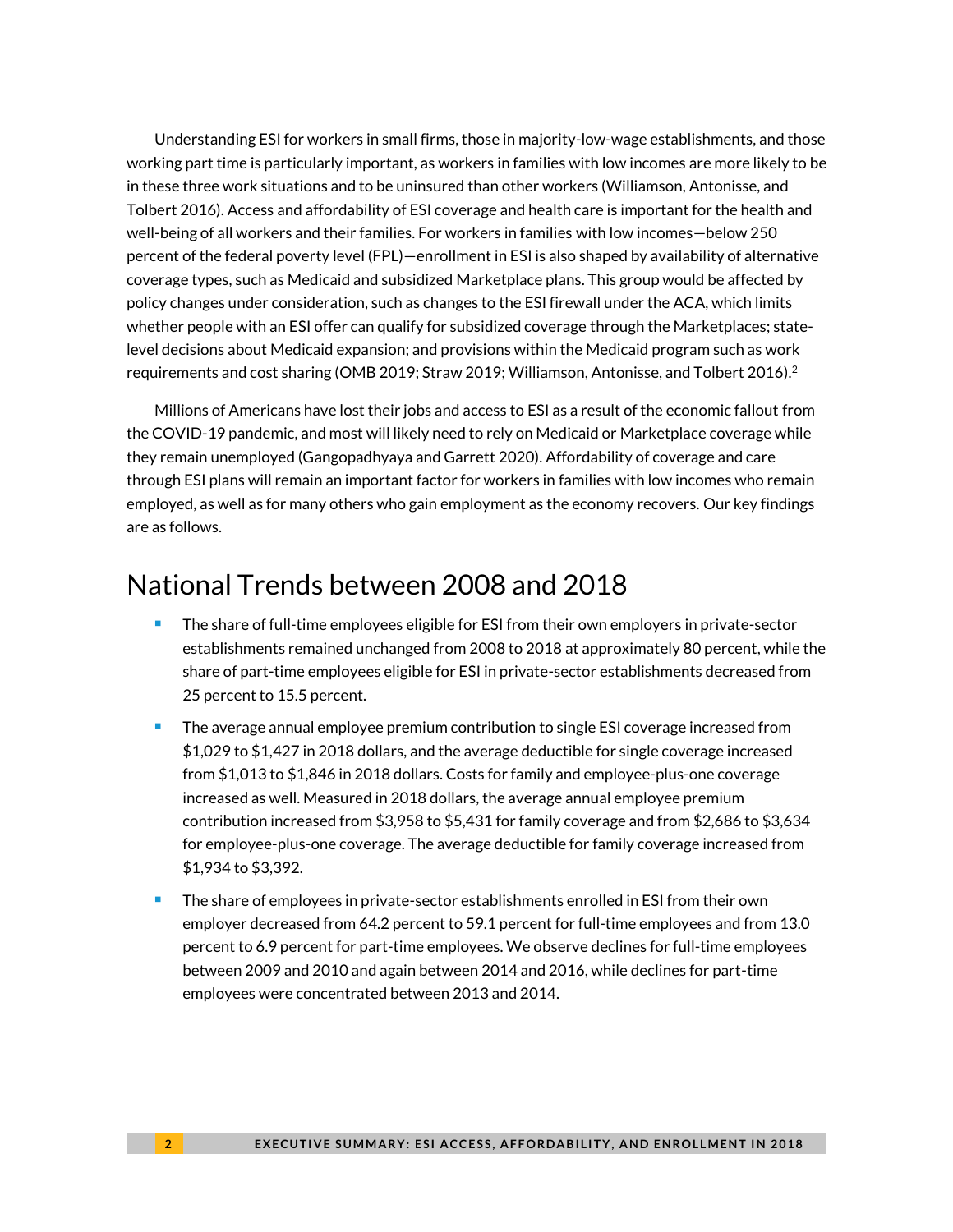Understanding ESI for workers in small firms, those in majority-low-wage establishments, and those working part time is particularly important, as workers in families with low incomes are more likely to be in these three work situations and to be uninsured than other workers (Williamson, Antonisse, and Tolbert 2016). Access and affordability of ESI coverage and health care is important for the health and well-being of all workers and their families. For workers in families with low incomes—below 250 percent of the federal poverty level (FPL)—enrollment in ESI is also shaped by availability of alternative coverage types, such as Medicaid and subsidized Marketplace plans. This group would be affected by policy changes under consideration, such as changes to the ESI firewall under the ACA, which limits whether people with an ESI offer can qualify for subsidized coverage through the Marketplaces; state-level decisions about Medicaid expansion; and provisions within the Medicaid program such as work requirements and cost sharing (OMB 2019; Straw 2019; Williamson, Antonisse, and Tolbert 2016).[2]

Millions of Americans have lost their jobs and access to ESI as a result of the economic fallout from the COVID-19 pandemic, and most will likely need to rely on Medicaid or Marketplace coverage while they remain unemployed (Gangopadhyaya and Garrett 2020). Affordability of coverage and care through ESI plans will remain an important factor for workers in families with low incomes who remain employed, as well as for many others who gain employment as the economy recovers. Our key findings are as follows.

## National Trends between 2008 and 2018

- The share of full-time employees eligible for ESI from their own employers in private-sector establishments remained unchanged from 2008 to 2018 at approximately 80 percent, while the share of part-time employees eligible for ESI in private-sector establishments decreased from 25 percent to 15.5 percent.
- The average annual employee premium contribution to single ESI coverage increased from $1,029 to $1,427 in 2018 dollars, and the average deductible for single coverage increased from $1,013 to $1,846 in 2018 dollars. Costs for family and employee-plus-one coverage increased as well. Measured in 2018 dollars, the average annual employee premium contribution increased from $3,958 to $5,431 for family coverage and from $2,686 to $3,634 for employee-plus-one coverage. The average deductible for family coverage increased from $1,934 to $3,392.
- The share of employees in private-sector establishments enrolled in ESI from their own employer decreased from 64.2 percent to 59.1 percent for full-time employees and from 13.0 percent to 6.9 percent for part-time employees. We observe declines for full-time employees between 2009 and 2010 and again between 2014 and 2016, while declines for part-time employees were concentrated between 2013 and 2014.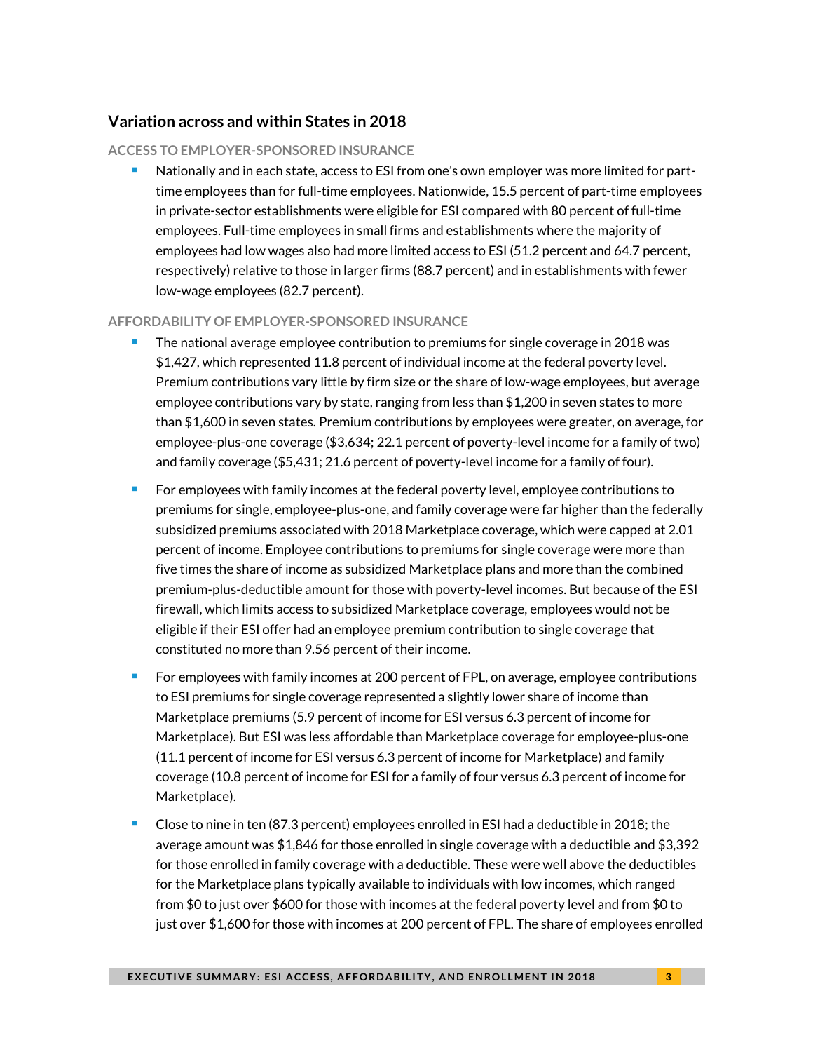## Variation across and within States in 2018

### ACCESS TO EMPLOYER-SPONSORED INSURANCE

- Nationally and in each state, access to ESI from one's own employer was more limited for part-time employees than for full-time employees. Nationwide, 15.5 percent of part-time employees in private-sector establishments were eligible for ESI compared with 80 percent of full-time employees. Full-time employees in small firms and establishments where the majority of employees had low wages also had more limited access to ESI (51.2 percent and 64.7 percent, respectively) relative to those in larger firms (88.7 percent) and in establishments with fewer low-wage employees (82.7 percent).

### AFFORDABILITY OF EMPLOYER-SPONSORED INSURANCE

- The national average employee contribution to premiums for single coverage in 2018 was $1,427, which represented 11.8 percent of individual income at the federal poverty level. Premium contributions vary little by firm size or the share of low-wage employees, but average employee contributions vary by state, ranging from less than $1,200 in seven states to more than $1,600 in seven states. Premium contributions by employees were greater, on average, for employee-plus-one coverage ($3,634; 22.1 percent of poverty-level income for a family of two) and family coverage ($5,431; 21.6 percent of poverty-level income for a family of four).
- For employees with family incomes at the federal poverty level, employee contributions to premiums for single, employee-plus-one, and family coverage were far higher than the federally subsidized premiums associated with 2018 Marketplace coverage, which were capped at 2.01 percent of income. Employee contributions to premiums for single coverage were more than five times the share of income as subsidized Marketplace plans and more than the combined premium-plus-deductible amount for those with poverty-level incomes. But because of the ESI firewall, which limits access to subsidized Marketplace coverage, employees would not be eligible if their ESI offer had an employee premium contribution to single coverage that constituted no more than 9.56 percent of their income.
- For employees with family incomes at 200 percent of FPL, on average, employee contributions to ESI premiums for single coverage represented a slightly lower share of income than Marketplace premiums (5.9 percent of income for ESI versus 6.3 percent of income for Marketplace). But ESI was less affordable than Marketplace coverage for employee-plus-one (11.1 percent of income for ESI versus 6.3 percent of income for Marketplace) and family coverage (10.8 percent of income for ESI for a family of four versus 6.3 percent of income for Marketplace).
- Close to nine in ten (87.3 percent) employees enrolled in ESI had a deductible in 2018; the average amount was $1,846 for those enrolled in single coverage with a deductible and $3,392 for those enrolled in family coverage with a deductible. These were well above the deductibles for the Marketplace plans typically available to individuals with low incomes, which ranged from $0 to just over $600 for those with incomes at the federal poverty level and from $0 to just over $1,600 for those with incomes at 200 percent of FPL. The share of employees enrolled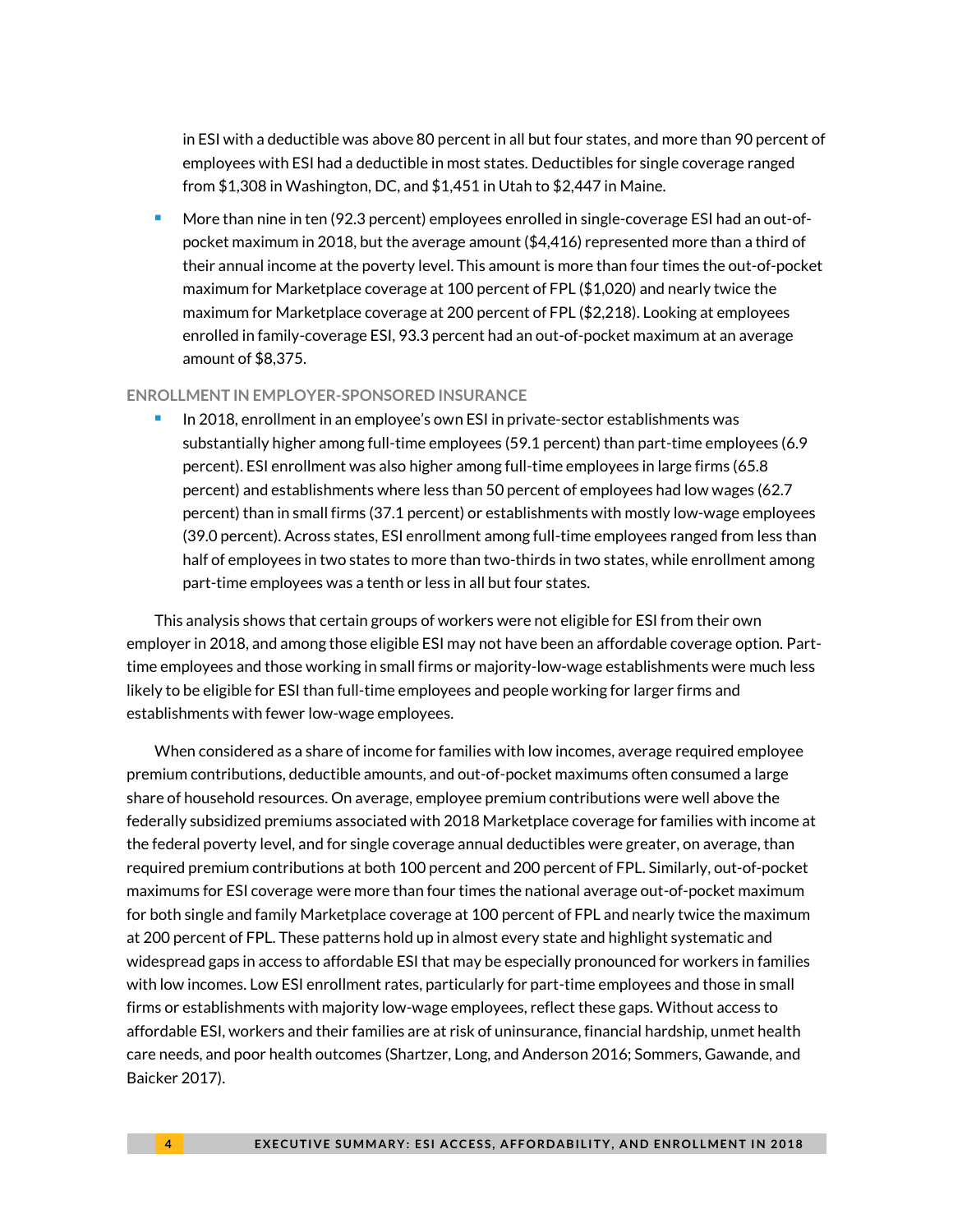in ESI with a deductible was above 80 percent in all but four states, and more than 90 percent of employees with ESI had a deductible in most states. Deductibles for single coverage ranged from $1,308 in Washington, DC, and $1,451 in Utah to $2,447 in Maine.

- More than nine in ten (92.3 percent) employees enrolled in single-coverage ESI had an out-of-pocket maximum in 2018, but the average amount ($4,416) represented more than a third of their annual income at the poverty level. This amount is more than four times the out-of-pocket maximum for Marketplace coverage at 100 percent of FPL ($1,020) and nearly twice the maximum for Marketplace coverage at 200 percent of FPL ($2,218). Looking at employees enrolled in family-coverage ESI, 93.3 percent had an out-of-pocket maximum at an average amount of $8,375.

#### ENROLLMENT IN EMPLOYER-SPONSORED INSURANCE

- In 2018, enrollment in an employee's own ESI in private-sector establishments was substantially higher among full-time employees (59.1 percent) than part-time employees (6.9 percent). ESI enrollment was also higher among full-time employees in large firms (65.8 percent) and establishments where less than 50 percent of employees had low wages (62.7 percent) than in small firms (37.1 percent) or establishments with mostly low-wage employees (39.0 percent). Across states, ESI enrollment among full-time employees ranged from less than half of employees in two states to more than two-thirds in two states, while enrollment among part-time employees was a tenth or less in all but four states.

This analysis shows that certain groups of workers were not eligible for ESI from their own employer in 2018, and among those eligible ESI may not have been an affordable coverage option. Part-time employees and those working in small firms or majority-low-wage establishments were much less likely to be eligible for ESI than full-time employees and people working for larger firms and establishments with fewer low-wage employees.

When considered as a share of income for families with low incomes, average required employee premium contributions, deductible amounts, and out-of-pocket maximums often consumed a large share of household resources. On average, employee premium contributions were well above the federally subsidized premiums associated with 2018 Marketplace coverage for families with income at the federal poverty level, and for single coverage annual deductibles were greater, on average, than required premium contributions at both 100 percent and 200 percent of FPL. Similarly, out-of-pocket maximums for ESI coverage were more than four times the national average out-of-pocket maximum for both single and family Marketplace coverage at 100 percent of FPL and nearly twice the maximum at 200 percent of FPL. These patterns hold up in almost every state and highlight systematic and widespread gaps in access to affordable ESI that may be especially pronounced for workers in families with low incomes. Low ESI enrollment rates, particularly for part-time employees and those in small firms or establishments with majority low-wage employees, reflect these gaps. Without access to affordable ESI, workers and their families are at risk of uninsurance, financial hardship, unmet health care needs, and poor health outcomes (Shartzer, Long, and Anderson 2016; Sommers, Gawande, and Baicker 2017).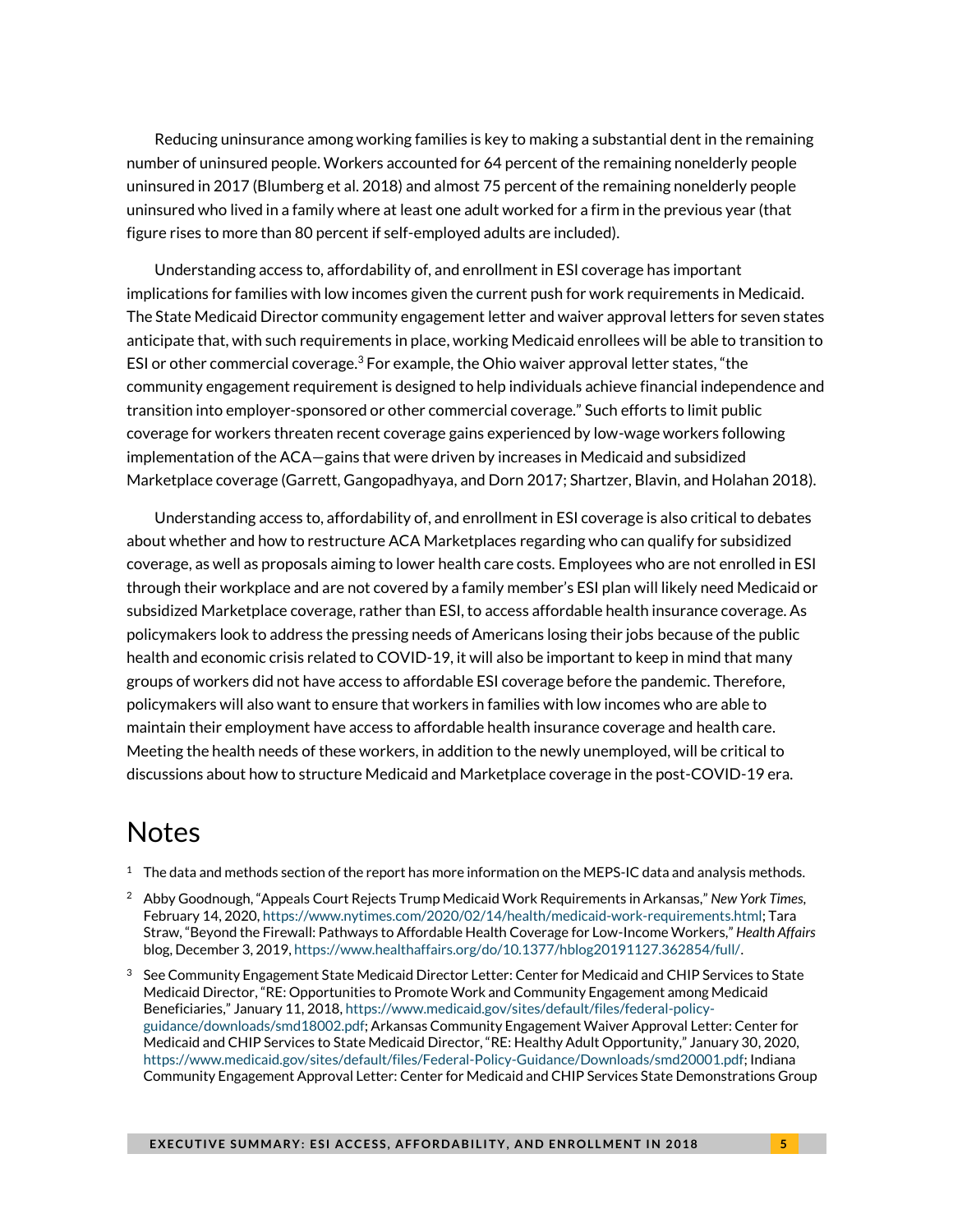Reducing uninsurance among working families is key to making a substantial dent in the remaining number of uninsured people. Workers accounted for 64 percent of the remaining nonelderly people uninsured in 2017 (Blumberg et al. 2018) and almost 75 percent of the remaining nonelderly people uninsured who lived in a family where at least one adult worked for a firm in the previous year (that figure rises to more than 80 percent if self-employed adults are included).

Understanding access to, affordability of, and enrollment in ESI coverage has important implications for families with low incomes given the current push for work requirements in Medicaid. The State Medicaid Director community engagement letter and waiver approval letters for seven states anticipate that, with such requirements in place, working Medicaid enrollees will be able to transition to ESI or other commercial coverage.[3] For example, the Ohio waiver approval letter states, "the community engagement requirement is designed to help individuals achieve financial independence and transition into employer-sponsored or other commercial coverage." Such efforts to limit public coverage for workers threaten recent coverage gains experienced by low-wage workers following implementation of the ACA—gains that were driven by increases in Medicaid and subsidized Marketplace coverage (Garrett, Gangopadhyaya, and Dorn 2017; Shartzer, Blavin, and Holahan 2018).

Understanding access to, affordability of, and enrollment in ESI coverage is also critical to debates about whether and how to restructure ACA Marketplaces regarding who can qualify for subsidized coverage, as well as proposals aiming to lower health care costs. Employees who are not enrolled in ESI through their workplace and are not covered by a family member's ESI plan will likely need Medicaid or subsidized Marketplace coverage, rather than ESI, to access affordable health insurance coverage. As policymakers look to address the pressing needs of Americans losing their jobs because of the public health and economic crisis related to COVID-19, it will also be important to keep in mind that many groups of workers did not have access to affordable ESI coverage before the pandemic. Therefore, policymakers will also want to ensure that workers in families with low incomes who are able to maintain their employment have access to affordable health insurance coverage and health care. Meeting the health needs of these workers, in addition to the newly unemployed, will be critical to discussions about how to structure Medicaid and Marketplace coverage in the post-COVID-19 era.

# Notes

1. The data and methods section of the report has more information on the MEPS-IC data and analysis methods.
2. Abby Goodnough, "Appeals Court Rejects Trump Medicaid Work Requirements in Arkansas," *New York Times,* February 14, 2020, https://www.nytimes.com/2020/02/14/health/medicaid-work-requirements.html; Tara Straw, "Beyond the Firewall: Pathways to Affordable Health Coverage for Low-Income Workers," *Health Affairs* blog, December 3, 2019, https://www.healthaffairs.org/do/10.1377/hblog20191127.362854/full/.
3. See Community Engagement State Medicaid Director Letter: Center for Medicaid and CHIP Services to State Medicaid Director, "RE: Opportunities to Promote Work and Community Engagement among Medicaid Beneficiaries," January 11, 2018, https://www.medicaid.gov/sites/default/files/federal-policy-guidance/downloads/smd18002.pdf; Arkansas Community Engagement Waiver Approval Letter: Center for Medicaid and CHIP Services to State Medicaid Director, "RE: Healthy Adult Opportunity," January 30, 2020, https://www.medicaid.gov/sites/default/files/Federal-Policy-Guidance/Downloads/smd20001.pdf; Indiana Community Engagement Approval Letter: Center for Medicaid and CHIP Services State Demonstrations Group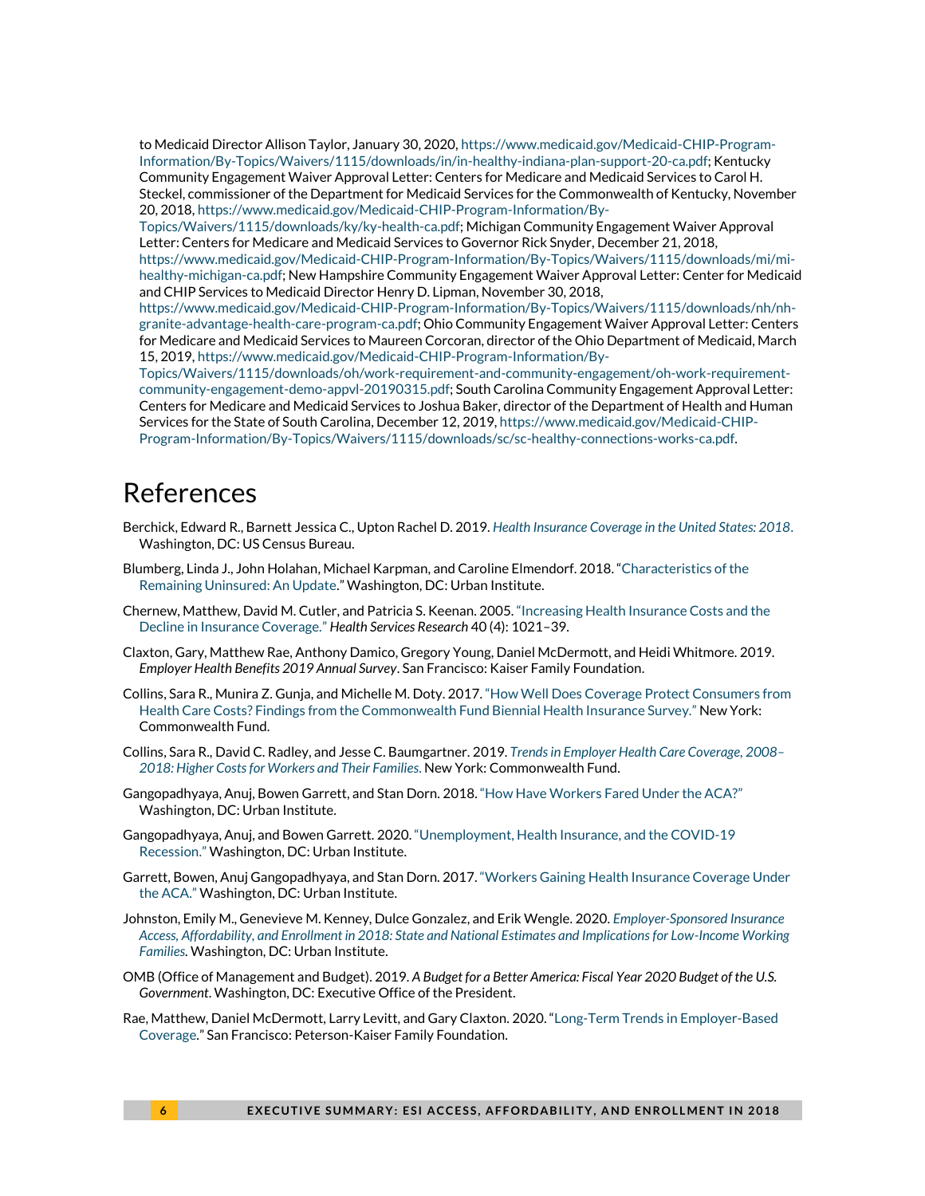to Medicaid Director Allison Taylor, January 30, 2020, https://www.medicaid.gov/Medicaid-CHIP-Program-Information/By-Topics/Waivers/1115/downloads/in/in-healthy-indiana-plan-support-20-ca.pdf; Kentucky Community Engagement Waiver Approval Letter: Centers for Medicare and Medicaid Services to Carol H. Steckel, commissioner of the Department for Medicaid Services for the Commonwealth of Kentucky, November 20, 2018, https://www.medicaid.gov/Medicaid-CHIP-Program-Information/By-Topics/Waivers/1115/downloads/ky/ky-health-ca.pdf; Michigan Community Engagement Waiver Approval Letter: Centers for Medicare and Medicaid Services to Governor Rick Snyder, December 21, 2018, https://www.medicaid.gov/Medicaid-CHIP-Program-Information/By-Topics/Waivers/1115/downloads/mi/mi-healthy-michigan-ca.pdf; New Hampshire Community Engagement Waiver Approval Letter: Center for Medicaid and CHIP Services to Medicaid Director Henry D. Lipman, November 30, 2018, https://www.medicaid.gov/Medicaid-CHIP-Program-Information/By-Topics/Waivers/1115/downloads/nh/nh-granite-advantage-health-care-program-ca.pdf; Ohio Community Engagement Waiver Approval Letter: Centers for Medicare and Medicaid Services to Maureen Corcoran, director of the Ohio Department of Medicaid, March 15, 2019, https://www.medicaid.gov/Medicaid-CHIP-Program-Information/By-Topics/Waivers/1115/downloads/oh/work-requirement-and-community-engagement/oh-work-requirement-community-engagement-demo-appvl-20190315.pdf; South Carolina Community Engagement Approval Letter: Centers for Medicare and Medicaid Services to Joshua Baker, director of the Department of Health and Human Services for the State of South Carolina, December 12, 2019, https://www.medicaid.gov/Medicaid-CHIP-Program-Information/By-Topics/Waivers/1115/downloads/sc/sc-healthy-connections-works-ca.pdf.

# References

Berchick, Edward R., Barnett Jessica C., Upton Rachel D. 2019. *Health Insurance Coverage in the United States: 2018*. Washington, DC: US Census Bureau.

Blumberg, Linda J., John Holahan, Michael Karpman, and Caroline Elmendorf. 2018. "Characteristics of the Remaining Uninsured: An Update." Washington, DC: Urban Institute.

Chernew, Matthew, David M. Cutler, and Patricia S. Keenan. 2005. "Increasing Health Insurance Costs and the Decline in Insurance Coverage." *Health Services Research* 40 (4): 1021–39.

Claxton, Gary, Matthew Rae, Anthony Damico, Gregory Young, Daniel McDermott, and Heidi Whitmore. 2019. *Employer Health Benefits 2019 Annual Survey*. San Francisco: Kaiser Family Foundation.

Collins, Sara R., Munira Z. Gunja, and Michelle M. Doty. 2017. "How Well Does Coverage Protect Consumers from Health Care Costs? Findings from the Commonwealth Fund Biennial Health Insurance Survey." New York: Commonwealth Fund.

Collins, Sara R., David C. Radley, and Jesse C. Baumgartner. 2019. *Trends in Employer Health Care Coverage, 2008–2018: Higher Costs for Workers and Their Families*. New York: Commonwealth Fund.

Gangopadhyaya, Anuj, Bowen Garrett, and Stan Dorn. 2018. "How Have Workers Fared Under the ACA?" Washington, DC: Urban Institute.

Gangopadhyaya, Anuj, and Bowen Garrett. 2020. "Unemployment, Health Insurance, and the COVID-19 Recession." Washington, DC: Urban Institute.

Garrett, Bowen, Anuj Gangopadhyaya, and Stan Dorn. 2017. "Workers Gaining Health Insurance Coverage Under the ACA." Washington, DC: Urban Institute.

Johnston, Emily M., Genevieve M. Kenney, Dulce Gonzalez, and Erik Wengle. 2020. *Employer-Sponsored Insurance Access, Affordability, and Enrollment in 2018: State and National Estimates and Implications for Low-Income Working Families*. Washington, DC: Urban Institute.

OMB (Office of Management and Budget). 2019. *A Budget for a Better America: Fiscal Year 2020 Budget of the U.S. Government*. Washington, DC: Executive Office of the President.

Rae, Matthew, Daniel McDermott, Larry Levitt, and Gary Claxton. 2020. "Long-Term Trends in Employer-Based Coverage." San Francisco: Peterson-Kaiser Family Foundation.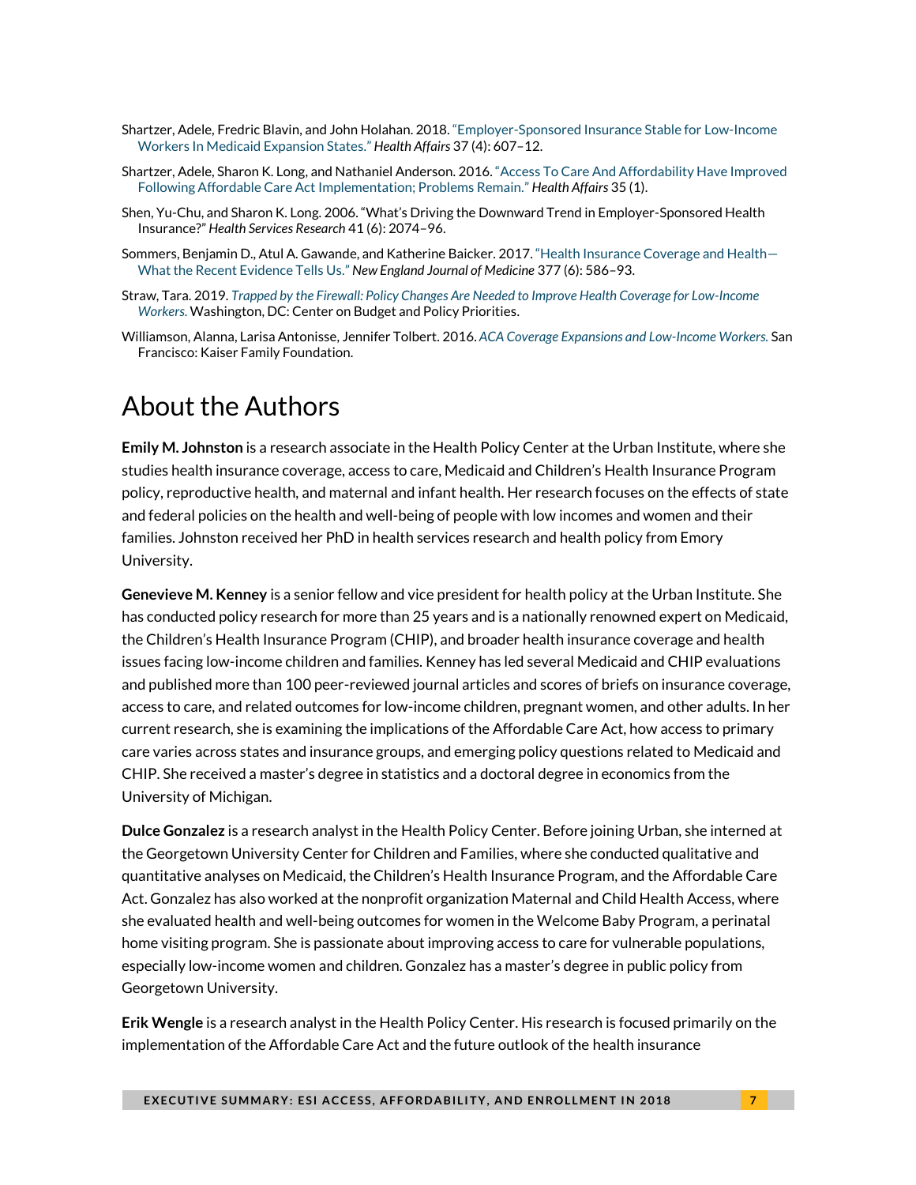Shartzer, Adele, Fredric Blavin, and John Holahan. 2018. "Employer-Sponsored Insurance Stable for Low-Income Workers In Medicaid Expansion States." *Health Affairs* 37 (4): 607–12.

Shartzer, Adele, Sharon K. Long, and Nathaniel Anderson. 2016. "Access To Care And Affordability Have Improved Following Affordable Care Act Implementation; Problems Remain." *Health Affairs* 35 (1).

Shen, Yu-Chu, and Sharon K. Long. 2006. "What's Driving the Downward Trend in Employer-Sponsored Health Insurance?" *Health Services Research* 41 (6): 2074–96.

Sommers, Benjamin D., Atul A. Gawande, and Katherine Baicker. 2017. "Health Insurance Coverage and Health—What the Recent Evidence Tells Us." *New England Journal of Medicine* 377 (6): 586–93.

Straw, Tara. 2019. *Trapped by the Firewall: Policy Changes Are Needed to Improve Health Coverage for Low-Income Workers.* Washington, DC: Center on Budget and Policy Priorities.

Williamson, Alanna, Larisa Antonisse, Jennifer Tolbert. 2016. *ACA Coverage Expansions and Low-Income Workers.* San Francisco: Kaiser Family Foundation.

# About the Authors

**Emily M. Johnston** is a research associate in the Health Policy Center at the Urban Institute, where she studies health insurance coverage, access to care, Medicaid and Children's Health Insurance Program policy, reproductive health, and maternal and infant health. Her research focuses on the effects of state and federal policies on the health and well-being of people with low incomes and women and their families. Johnston received her PhD in health services research and health policy from Emory University.

**Genevieve M. Kenney** is a senior fellow and vice president for health policy at the Urban Institute. She has conducted policy research for more than 25 years and is a nationally renowned expert on Medicaid, the Children's Health Insurance Program (CHIP), and broader health insurance coverage and health issues facing low-income children and families. Kenney has led several Medicaid and CHIP evaluations and published more than 100 peer-reviewed journal articles and scores of briefs on insurance coverage, access to care, and related outcomes for low-income children, pregnant women, and other adults. In her current research, she is examining the implications of the Affordable Care Act, how access to primary care varies across states and insurance groups, and emerging policy questions related to Medicaid and CHIP. She received a master's degree in statistics and a doctoral degree in economics from the University of Michigan.

**Dulce Gonzalez** is a research analyst in the Health Policy Center. Before joining Urban, she interned at the Georgetown University Center for Children and Families, where she conducted qualitative and quantitative analyses on Medicaid, the Children's Health Insurance Program, and the Affordable Care Act. Gonzalez has also worked at the nonprofit organization Maternal and Child Health Access, where she evaluated health and well-being outcomes for women in the Welcome Baby Program, a perinatal home visiting program. She is passionate about improving access to care for vulnerable populations, especially low-income women and children. Gonzalez has a master's degree in public policy from Georgetown University.

**Erik Wengle** is a research analyst in the Health Policy Center. His research is focused primarily on the implementation of the Affordable Care Act and the future outlook of the health insurance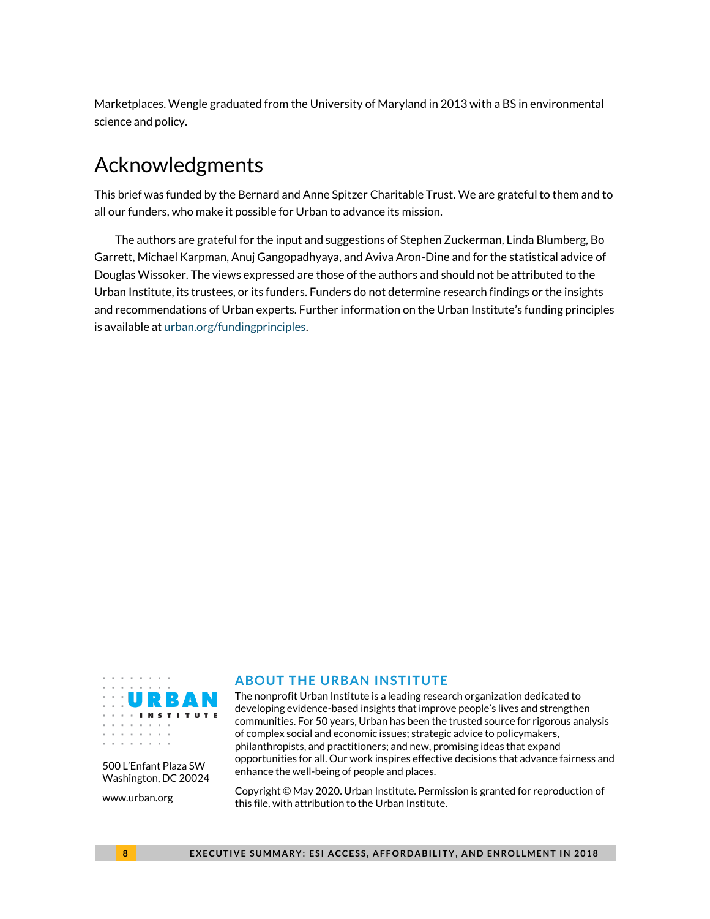Marketplaces. Wengle graduated from the University of Maryland in 2013 with a BS in environmental science and policy.

# Acknowledgments

This brief was funded by the Bernard and Anne Spitzer Charitable Trust. We are grateful to them and to all our funders, who make it possible for Urban to advance its mission.

The authors are grateful for the input and suggestions of Stephen Zuckerman, Linda Blumberg, Bo Garrett, Michael Karpman, Anuj Gangopadhyaya, and Aviva Aron-Dine and for the statistical advice of Douglas Wissoker. The views expressed are those of the authors and should not be attributed to the Urban Institute, its trustees, or its funders. Funders do not determine research findings or the insights and recommendations of Urban experts. Further information on the Urban Institute's funding principles is available at urban.org/fundingprinciples.

URBAN INSTITUTE

500 L'Enfant Plaza SW
Washington, DC 20024

www.urban.org

## ABOUT THE URBAN INSTITUTE

The nonprofit Urban Institute is a leading research organization dedicated to developing evidence-based insights that improve people's lives and strengthen communities. For 50 years, Urban has been the trusted source for rigorous analysis of complex social and economic issues; strategic advice to policymakers, philanthropists, and practitioners; and new, promising ideas that expand opportunities for all. Our work inspires effective decisions that advance fairness and enhance the well-being of people and places.

Copyright © May 2020. Urban Institute. Permission is granted for reproduction of this file, with attribution to the Urban Institute.